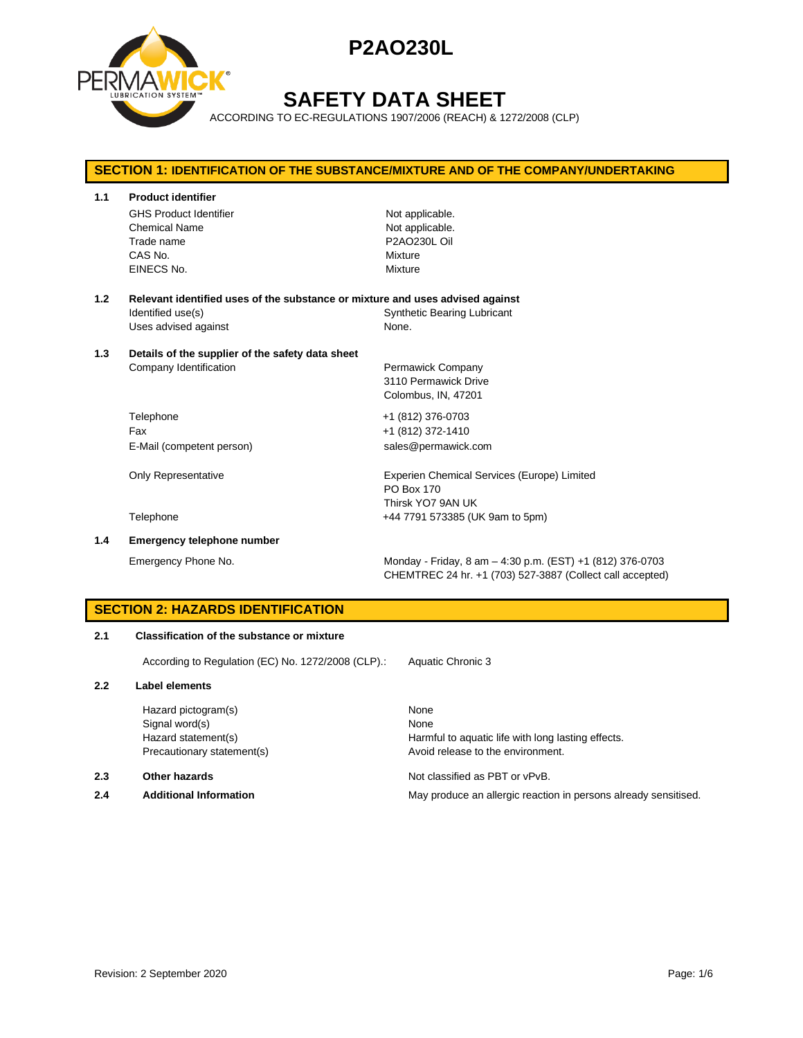# P2AO230L

# SAFETY DATA SHEET

ACCORDING TO EC-REGULATIONS 1907/2006 (REACH) & 1272/2008 (CLP)

## SECTION 1: IDENTIFICATION OF THE SUBSTANCE/MIXTURE AND OF THE COMPANY/UNDERTAKING

### 1.1 Product identifier

| | |
|---|---|
| GHS Product Identifier | Not applicable. |
| Chemical Name | Not applicable. |
| Trade name | P2AO230L Oil |
| CAS No. | Mixture |
| EINECS No. | Mixture |

### 1.2 Relevant identified uses of the substance or mixture and uses advised against

| | |
|---|---|
| Identified use(s) | Synthetic Bearing Lubricant |
| Uses advised against | None. |

### 1.3 Details of the supplier of the safety data sheet

| | |
|---|---|
| Company Identification | Permawick Company<br>3110 Permawick Drive<br>Colombus, IN, 47201 |
| Telephone | +1 (812) 376-0703 |
| Fax | +1 (812) 372-1410 |
| E-Mail (competent person) | sales@permawick.com |
| Only Representative | Experien Chemical Services (Europe) Limited<br>PO Box 170<br>Thirsk YO7 9AN UK |
| Telephone | +44 7791 573385 (UK 9am to 5pm) |

### 1.4 Emergency telephone number

| | |
|---|---|
| Emergency Phone No. | Monday - Friday, 8 am – 4:30 p.m. (EST) +1 (812) 376-0703<br>CHEMTREC 24 hr. +1 (703) 527-3887 (Collect call accepted) |

## SECTION 2: HAZARDS IDENTIFICATION

### 2.1 Classification of the substance or mixture

| | |
|---|---|
| According to Regulation (EC) No. 1272/2008 (CLP).: | Aquatic Chronic 3 |

### 2.2 Label elements

| | |
|---|---|
| Hazard pictogram(s) | None |
| Signal word(s) | None |
| Hazard statement(s) | Harmful to aquatic life with long lasting effects. |
| Precautionary statement(s) | Avoid release to the environment. |

### 2.3 Other hazards

Not classified as PBT or vPvB.

### 2.4 Additional Information

May produce an allergic reaction in persons already sensitised.

Revision: 2 September 2020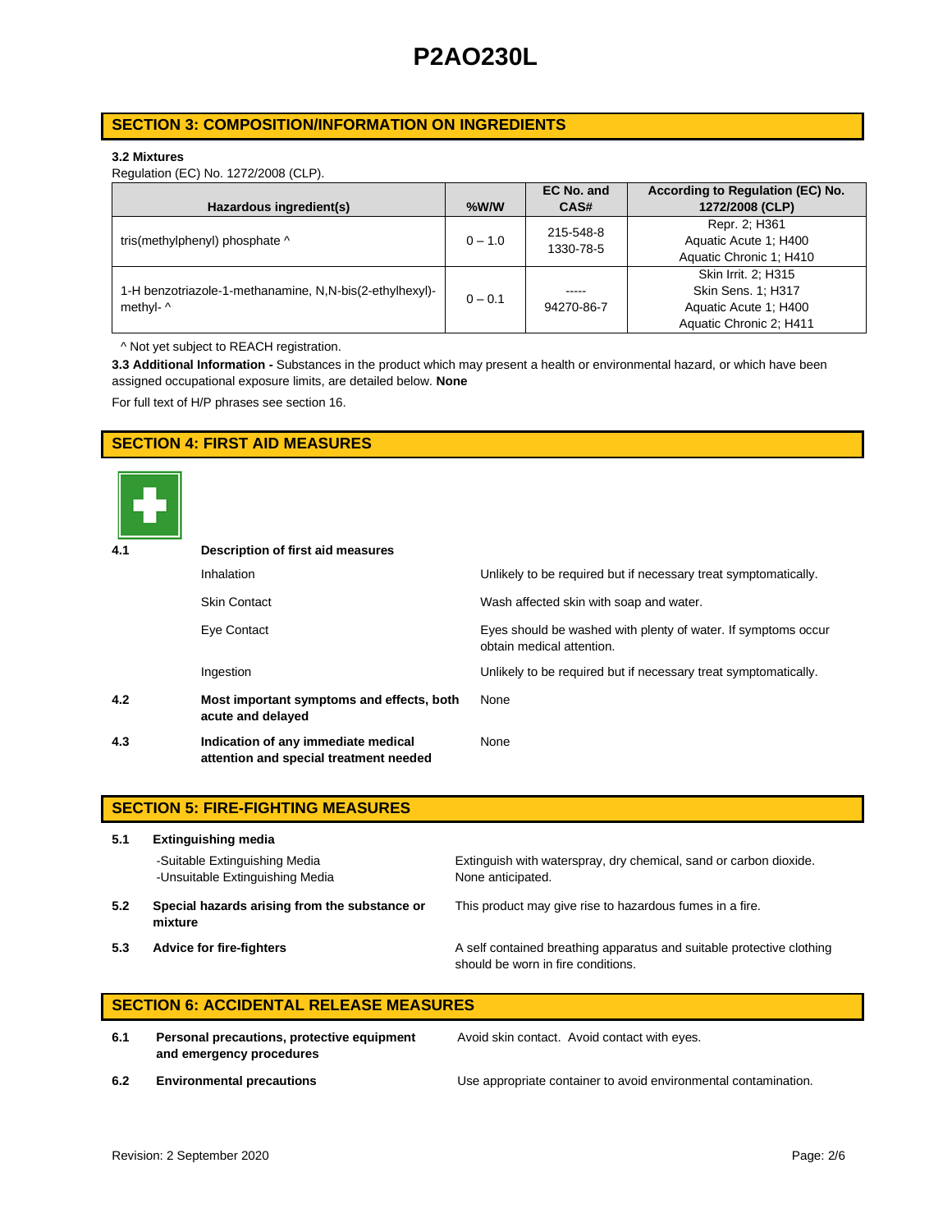## SECTION 3: COMPOSITION/INFORMATION ON INGREDIENTS

**3.2 Mixtures**

Regulation (EC) No. 1272/2008 (CLP).

| Hazardous ingredient(s) | %W/W | EC No. and CAS# | According to Regulation (EC) No. 1272/2008 (CLP) |
|---|---|---|---|
| tris(methylphenyl) phosphate ^ | 0 – 1.0 | 215-548-8<br>1330-78-5 | Repr. 2; H361<br>Aquatic Acute 1; H400<br>Aquatic Chronic 1; H410 |
| 1-H benzotriazole-1-methanamine, N,N-bis(2-ethylhexyl)-methyl- ^ | 0 – 0.1 | -----<br>94270-86-7 | Skin Irrit. 2; H315<br>Skin Sens. 1; H317<br>Aquatic Acute 1; H400<br>Aquatic Chronic 2; H411 |

^ Not yet subject to REACH registration.

**3.3 Additional Information -** Substances in the product which may present a health or environmental hazard, or which have been assigned occupational exposure limits, are detailed below. **None**

For full text of H/P phrases see section 16.

## SECTION 4: FIRST AID MEASURES

**4.1 Description of first aid measures**

| | |
|---|---|
| Inhalation | Unlikely to be required but if necessary treat symptomatically. |
| Skin Contact | Wash affected skin with soap and water. |
| Eye Contact | Eyes should be washed with plenty of water. If symptoms occur obtain medical attention. |
| Ingestion | Unlikely to be required but if necessary treat symptomatically. |

**4.2 Most important symptoms and effects, both acute and delayed** — None

**4.3 Indication of any immediate medical attention and special treatment needed** — None

## SECTION 5: FIRE-FIGHTING MEASURES

**5.1 Extinguishing media**

-Suitable Extinguishing Media — Extinguish with waterspray, dry chemical, sand or carbon dioxide.

-Unsuitable Extinguishing Media — None anticipated.

**5.2 Special hazards arising from the substance or mixture** — This product may give rise to hazardous fumes in a fire.

**5.3 Advice for fire-fighters** — A self contained breathing apparatus and suitable protective clothing should be worn in fire conditions.

## SECTION 6: ACCIDENTAL RELEASE MEASURES

**6.1 Personal precautions, protective equipment and emergency procedures** — Avoid skin contact. Avoid contact with eyes.

**6.2 Environmental precautions** — Use appropriate container to avoid environmental contamination.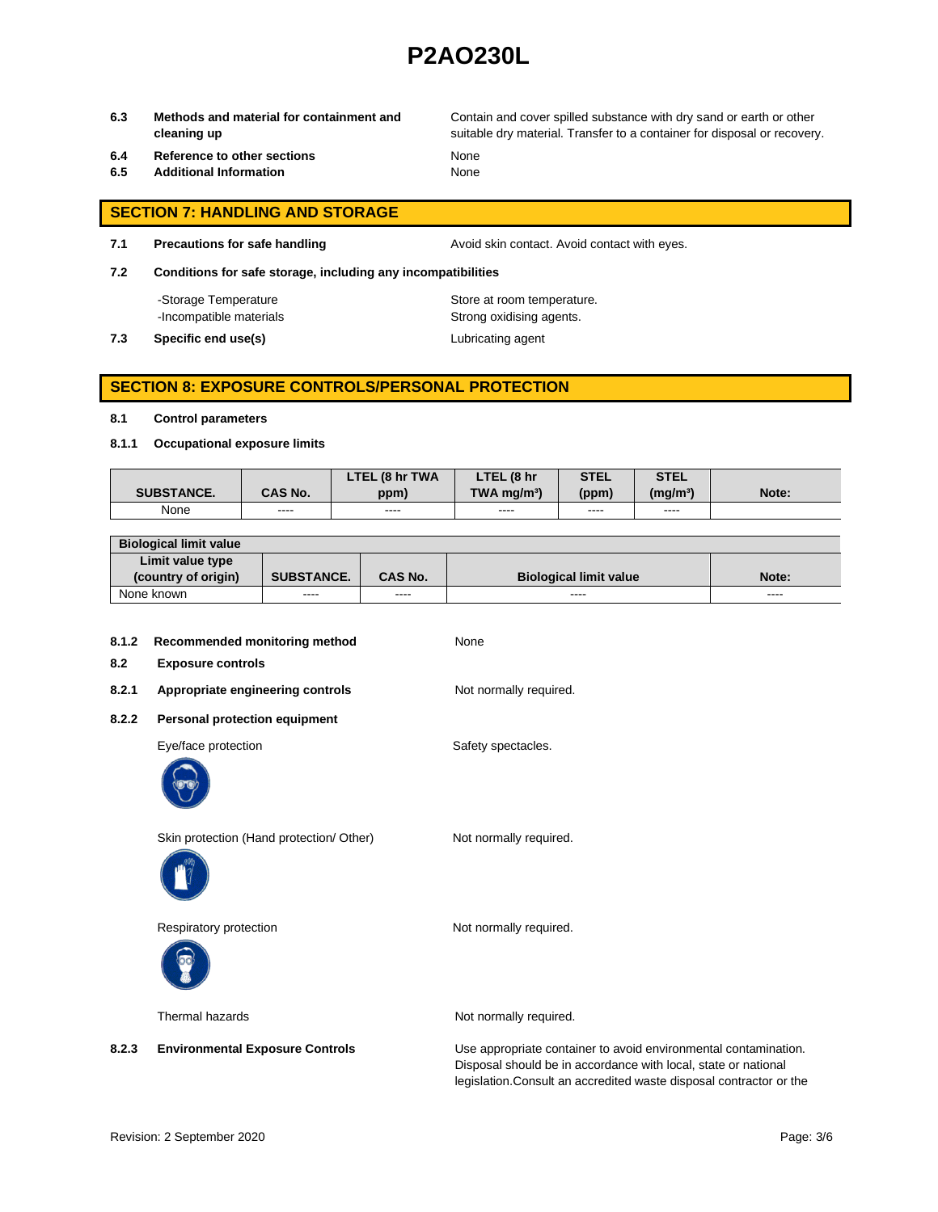**6.3 Methods and material for containment and cleaning up**

Contain and cover spilled substance with dry sand or earth or other suitable dry material. Transfer to a container for disposal or recovery.

**6.4 Reference to other sections**

None

**6.5 Additional Information**

None

## SECTION 7: HANDLING AND STORAGE

**7.1 Precautions for safe handling**

Avoid skin contact. Avoid contact with eyes.

**7.2 Conditions for safe storage, including any incompatibilities**

-Storage Temperature: Store at room temperature.

-Incompatible materials: Strong oxidising agents.

**7.3 Specific end use(s)**

Lubricating agent

## SECTION 8: EXPOSURE CONTROLS/PERSONAL PROTECTION

**8.1 Control parameters**

**8.1.1 Occupational exposure limits**

| SUBSTANCE. | CAS No. | LTEL (8 hr TWA ppm) | LTEL (8 hr TWA mg/m³) | STEL (ppm) | STEL (mg/m³) | Note: |
|---|---|---|---|---|---|---|
| None | ---- | ---- | ---- | ---- | ---- | |

| Biological limit value | | | | |
|---|---|---|---|---|
| Limit value type (country of origin) | SUBSTANCE. | CAS No. | Biological limit value | Note: |
| None known | ---- | ---- | ---- | ---- |

**8.1.2 Recommended monitoring method**

None

**8.2 Exposure controls**

**8.2.1 Appropriate engineering controls**

Not normally required.

**8.2.2 Personal protection equipment**

Eye/face protection: Safety spectacles.

Skin protection (Hand protection/ Other): Not normally required.

Respiratory protection: Not normally required.

Thermal hazards: Not normally required.

**8.2.3 Environmental Exposure Controls**

Use appropriate container to avoid environmental contamination. Disposal should be in accordance with local, state or national legislation.Consult an accredited waste disposal contractor or the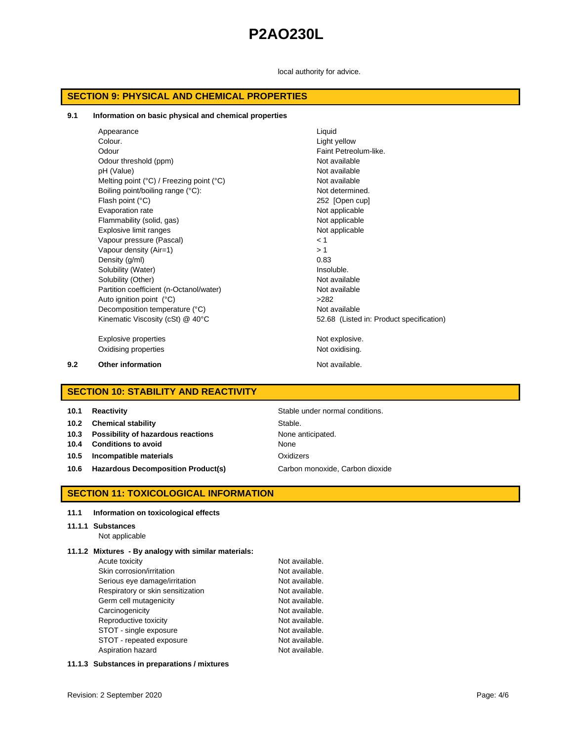local authority for advice.

## SECTION 9: PHYSICAL AND CHEMICAL PROPERTIES

### 9.1 Information on basic physical and chemical properties

| | |
|---|---|
| Appearance | Liquid |
| Colour. | Light yellow |
| Odour | Faint Petreolum-like. |
| Odour threshold (ppm) | Not available |
| pH (Value) | Not available |
| Melting point (°C) / Freezing point (°C) | Not available |
| Boiling point/boiling range (°C): | Not determined. |
| Flash point (°C) | 252 [Open cup] |
| Evaporation rate | Not applicable |
| Flammability (solid, gas) | Not applicable |
| Explosive limit ranges | Not applicable |
| Vapour pressure (Pascal) | < 1 |
| Vapour density (Air=1) | > 1 |
| Density (g/ml) | 0.83 |
| Solubility (Water) | Insoluble. |
| Solubility (Other) | Not available |
| Partition coefficient (n-Octanol/water) | Not available |
| Auto ignition point (°C) | >282 |
| Decomposition temperature (°C) | Not available |
| Kinematic Viscosity (cSt) @ 40°C | 52.68 (Listed in: Product specification) |
| Explosive properties | Not explosive. |
| Oxidising properties | Not oxidising. |

### 9.2 Other information

Not available.

## SECTION 10: STABILITY AND REACTIVITY

| | |
|---|---|
| **10.1 Reactivity** | Stable under normal conditions. |
| **10.2 Chemical stability** | Stable. |
| **10.3 Possibility of hazardous reactions** | None anticipated. |
| **10.4 Conditions to avoid** | None |
| **10.5 Incompatible materials** | Oxidizers |
| **10.6 Hazardous Decomposition Product(s)** | Carbon monoxide, Carbon dioxide |

## SECTION 11: TOXICOLOGICAL INFORMATION

### 11.1 Information on toxicological effects

**11.1.1 Substances**

Not applicable

**11.1.2 Mixtures - By analogy with similar materials:**

| | |
|---|---|
| Acute toxicity | Not available. |
| Skin corrosion/irritation | Not available. |
| Serious eye damage/irritation | Not available. |
| Respiratory or skin sensitization | Not available. |
| Germ cell mutagenicity | Not available. |
| Carcinogenicity | Not available. |
| Reproductive toxicity | Not available. |
| STOT - single exposure | Not available. |
| STOT - repeated exposure | Not available. |
| Aspiration hazard | Not available. |

**11.1.3 Substances in preparations / mixtures**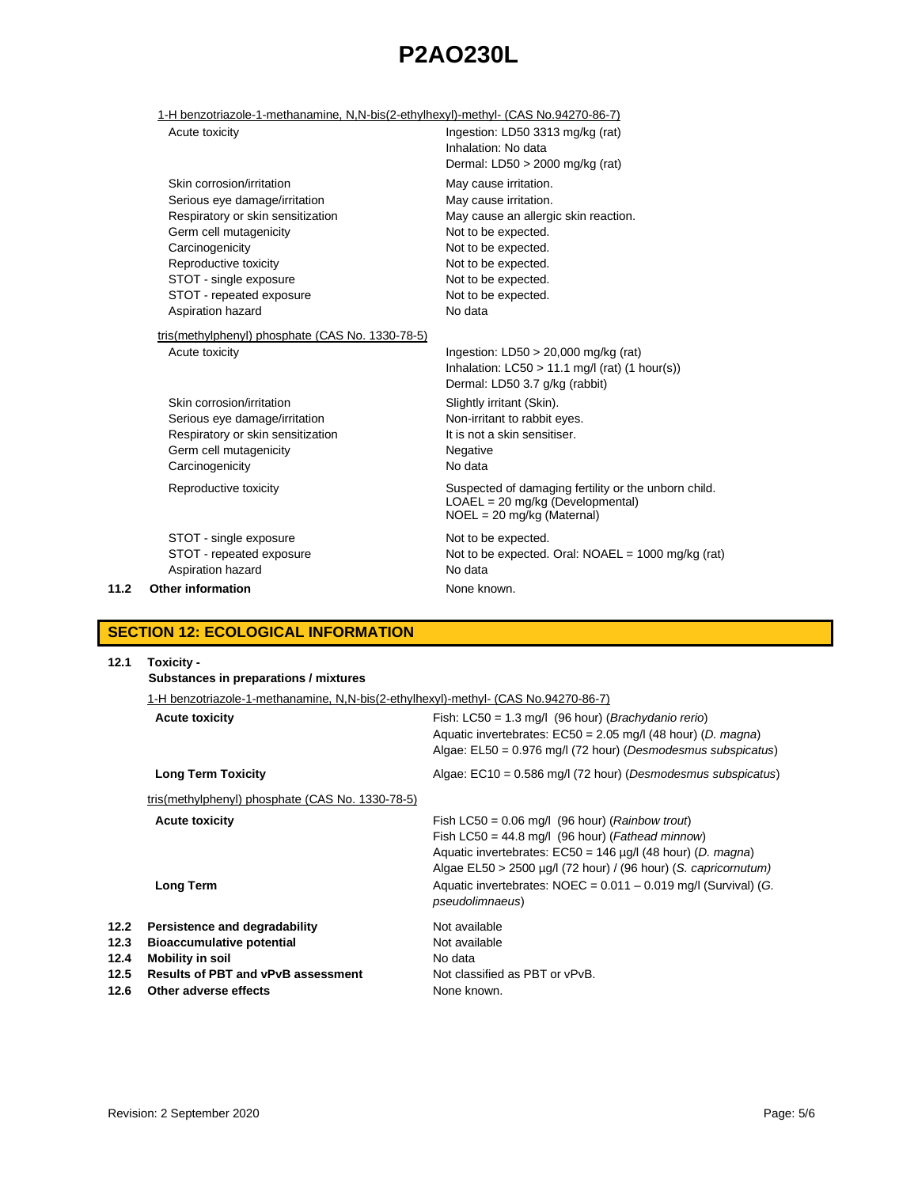# P2AO230L

1-H benzotriazole-1-methanamine, N,N-bis(2-ethylhexyl)-methyl- (CAS No.94270-86-7)

| | |
|---|---|
| Acute toxicity | Ingestion: LD50 3313 mg/kg (rat)<br>Inhalation: No data<br>Dermal: LD50 > 2000 mg/kg (rat) |
| Skin corrosion/irritation | May cause irritation. |
| Serious eye damage/irritation | May cause irritation. |
| Respiratory or skin sensitization | May cause an allergic skin reaction. |
| Germ cell mutagenicity | Not to be expected. |
| Carcinogenicity | Not to be expected. |
| Reproductive toxicity | Not to be expected. |
| STOT - single exposure | Not to be expected. |
| STOT - repeated exposure | Not to be expected. |
| Aspiration hazard | No data |

tris(methylphenyl) phosphate (CAS No. 1330-78-5)

| | |
|---|---|
| Acute toxicity | Ingestion: LD50 > 20,000 mg/kg (rat)<br>Inhalation: LC50 > 11.1 mg/l (rat) (1 hour(s))<br>Dermal: LD50 3.7 g/kg (rabbit) |
| Skin corrosion/irritation | Slightly irritant (Skin). |
| Serious eye damage/irritation | Non-irritant to rabbit eyes. |
| Respiratory or skin sensitization | It is not a skin sensitiser. |
| Germ cell mutagenicity | Negative |
| Carcinogenicity | No data |
| Reproductive toxicity | Suspected of damaging fertility or the unborn child.<br>LOAEL = 20 mg/kg (Developmental)<br>NOEL = 20 mg/kg (Maternal) |
| STOT - single exposure | Not to be expected. |
| STOT - repeated exposure | Not to be expected. Oral: NOAEL = 1000 mg/kg (rat) |
| Aspiration hazard | No data |

**11.2 Other information** None known.

## SECTION 12: ECOLOGICAL INFORMATION

**12.1 Toxicity -**
**Substances in preparations / mixtures**

1-H benzotriazole-1-methanamine, N,N-bis(2-ethylhexyl)-methyl- (CAS No.94270-86-7)

| | |
|---|---|
| **Acute toxicity** | Fish: LC50 = 1.3 mg/l (96 hour) (*Brachydanio rerio*)<br>Aquatic invertebrates: EC50 = 2.05 mg/l (48 hour) (*D. magna*)<br>Algae: EL50 = 0.976 mg/l (72 hour) (*Desmodesmus subspicatus*) |
| **Long Term Toxicity** | Algae: EC10 = 0.586 mg/l (72 hour) (*Desmodesmus subspicatus*) |

tris(methylphenyl) phosphate (CAS No. 1330-78-5)

| | |
|---|---|
| **Acute toxicity** | Fish LC50 = 0.06 mg/l (96 hour) (*Rainbow trout*)<br>Fish LC50 = 44.8 mg/l (96 hour) (*Fathead minnow*)<br>Aquatic invertebrates: EC50 = 146 µg/l (48 hour) (*D. magna*)<br>Algae EL50 > 2500 µg/l (72 hour) / (96 hour) (*S. capricornutum)* |
| **Long Term** | Aquatic invertebrates: NOEC = 0.011 – 0.019 mg/l (Survival) (*G. pseudolimnaeus*) |

| | |
|---|---|
| **12.2 Persistence and degradability** | Not available |
| **12.3 Bioaccumulative potential** | Not available |
| **12.4 Mobility in soil** | No data |
| **12.5 Results of PBT and vPvB assessment** | Not classified as PBT or vPvB. |
| **12.6 Other adverse effects** | None known. |

Revision: 2 September 2020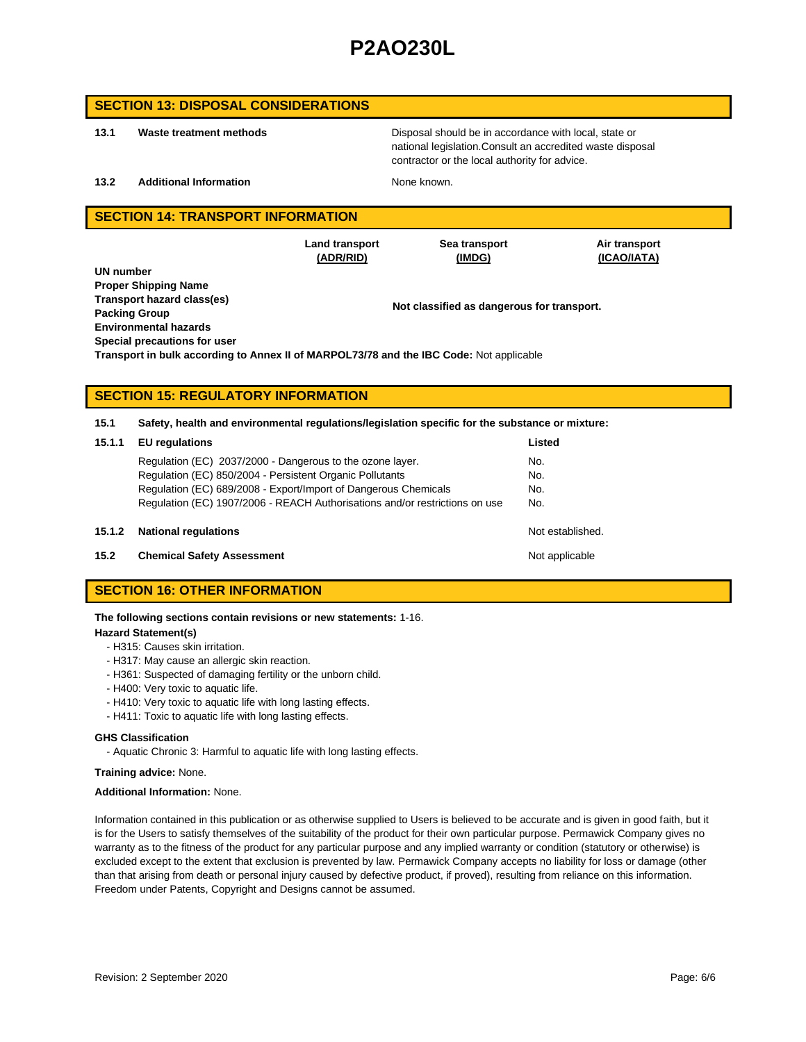## SECTION 13: DISPOSAL CONSIDERATIONS

| | | |
|---|---|---|
| **13.1** | **Waste treatment methods** | Disposal should be in accordance with local, state or national legislation.Consult an accredited waste disposal contractor or the local authority for advice. |
| **13.2** | **Additional Information** | None known. |

## SECTION 14: TRANSPORT INFORMATION

| | Land transport (ADR/RID) | Sea transport (IMDG) | Air transport (ICAO/IATA) |
|---|---|---|---|
| **UN number** | | | |
| **Proper Shipping Name** | | | |
| **Transport hazard class(es)** | | Not classified as dangerous for transport. | |
| **Packing Group** | | | |
| **Environmental hazards** | | | |
| **Special precautions for user** | | | |

**Transport in bulk according to Annex II of MARPOL73/78 and the IBC Code:** Not applicable

## SECTION 15: REGULATORY INFORMATION

**15.1 Safety, health and environmental regulations/legislation specific for the substance or mixture:**

| | | Listed |
|---|---|---|
| **15.1.1** | **EU regulations** | |
| | Regulation (EC) 2037/2000 - Dangerous to the ozone layer. | No. |
| | Regulation (EC) 850/2004 - Persistent Organic Pollutants | No. |
| | Regulation (EC) 689/2008 - Export/Import of Dangerous Chemicals | No. |
| | Regulation (EC) 1907/2006 - REACH Authorisations and/or restrictions on use | No. |
| **15.1.2** | **National regulations** | Not established. |
| **15.2** | **Chemical Safety Assessment** | Not applicable |

## SECTION 16: OTHER INFORMATION

**The following sections contain revisions or new statements:** 1-16.

**Hazard Statement(s)**

- H315: Causes skin irritation.
- H317: May cause an allergic skin reaction.
- H361: Suspected of damaging fertility or the unborn child.
- H400: Very toxic to aquatic life.
- H410: Very toxic to aquatic life with long lasting effects.
- H411: Toxic to aquatic life with long lasting effects.

**GHS Classification**

- Aquatic Chronic 3: Harmful to aquatic life with long lasting effects.

**Training advice:** None.

**Additional Information:** None.

Information contained in this publication or as otherwise supplied to Users is believed to be accurate and is given in good faith, but it is for the Users to satisfy themselves of the suitability of the product for their own particular purpose. Permawick Company gives no warranty as to the fitness of the product for any particular purpose and any implied warranty or condition (statutory or otherwise) is excluded except to the extent that exclusion is prevented by law. Permawick Company accepts no liability for loss or damage (other than that arising from death or personal injury caused by defective product, if proved), resulting from reliance on this information. Freedom under Patents, Copyright and Designs cannot be assumed.